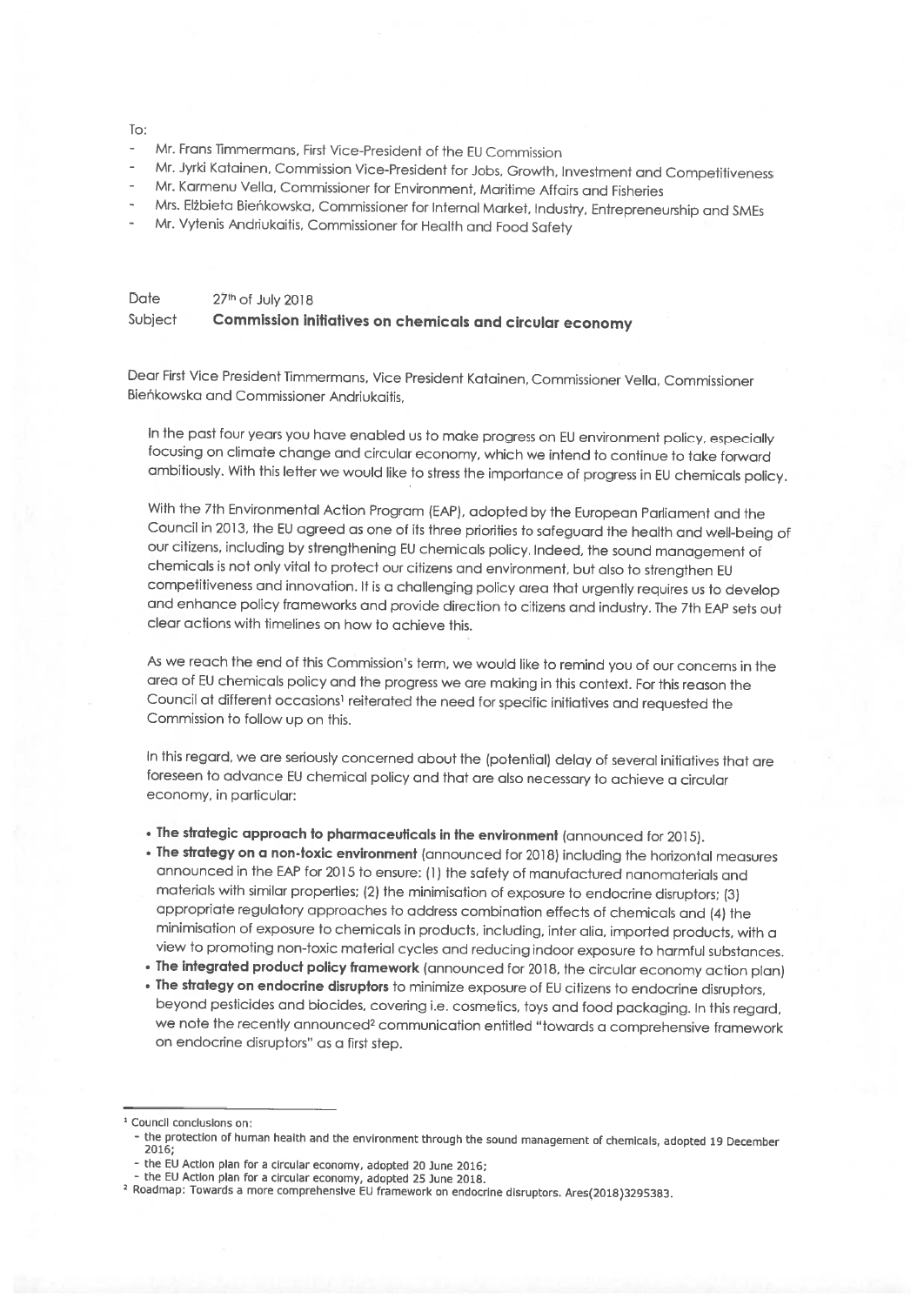To:

- Mr. Frans Timmermans, First Vice-President of the EU Commission
- Mr. Jyrki Katainen, Commission Vice-President for Jobs, Growth, Investment and Competitiveness
- Mr. Karmenu Vella, Commissioner for Environment, Maritime Affairs and Fisheries
- Mrs. Elżbieta Bieńkowska, Commissioner for Internal Market, Industry, Entrepreneurship and SMEs
- Mr. Vytenis Andriukaitis, Commissioner for Health and Food Safety

Date 27th of July 2018

Subject **Commission initiatives on chemicals and circular economy**

Dear First Vice President Timmermans, Vice President Katainen, Commissioner Vella, Commissioner Bieńkowska and Commissioner Andriukaitis,

In the past four years you have enabled us to make progress on EU environment policy, especially focusing on climate change and circular economy, which we intend to continue to take forward ambitiously. With this letter we would like to stress the importance of progress in EU chemicals policy.

With the 7th Environmental Action Program (EAP), adopted by the European Parliament and the Council in 2013, the EU agreed as one of its three priorities to safeguard the health and well-being of our citizens, including by strengthening EU chemicals policy. Indeed, the sound management of chemicals is not only vital to protect our citizens and environment, but also to strengthen EU competitiveness and innovation. It is a challenging policy area that urgently requires us to develop and enhance policy frameworks and provide direction to citizens and industry. The 7th EAP sets out clear actions with timelines on how to achieve this.

As we reach the end of this Commission's term, we would like to remind you of our concerns in the area of EU chemicals policy and the progress we are making in this context. For this reason the Council at different occasions[1] reiterated the need for specific initiatives and requested the Commission to follow up on this.

In this regard, we are seriously concerned about the (potential) delay of several initiatives that are foreseen to advance EU chemical policy and that are also necessary to achieve a circular economy, in particular:

- **The strategic approach to pharmaceuticals in the environment** (announced for 2015).
- **The strategy on a non-toxic environment** (announced for 2018) including the horizontal measures announced in the EAP for 2015 to ensure: (1) the safety of manufactured nanomaterials and materials with similar properties; (2) the minimisation of exposure to endocrine disruptors; (3) appropriate regulatory approaches to address combination effects of chemicals and (4) the minimisation of exposure to chemicals in products, including, inter alia, imported products, with a view to promoting non-toxic material cycles and reducing indoor exposure to harmful substances.
- **The integrated product policy framework** (announced for 2018, the circular economy action plan)
- **The strategy on endocrine disruptors** to minimize exposure of EU citizens to endocrine disruptors, beyond pesticides and biocides, covering i.e. cosmetics, toys and food packaging. In this regard, we note the recently announced[2] communication entitled "towards a comprehensive framework on endocrine disruptors" as a first step.

---

[1] Council conclusions on:
- the protection of human health and the environment through the sound management of chemicals, adopted 19 December 2016;
- the EU Action plan for a circular economy, adopted 20 June 2016;
- the EU Action plan for a circular economy, adopted 25 June 2018.

[2] Roadmap: Towards a more comprehensive EU framework on endocrine disruptors. Ares(2018)3295383.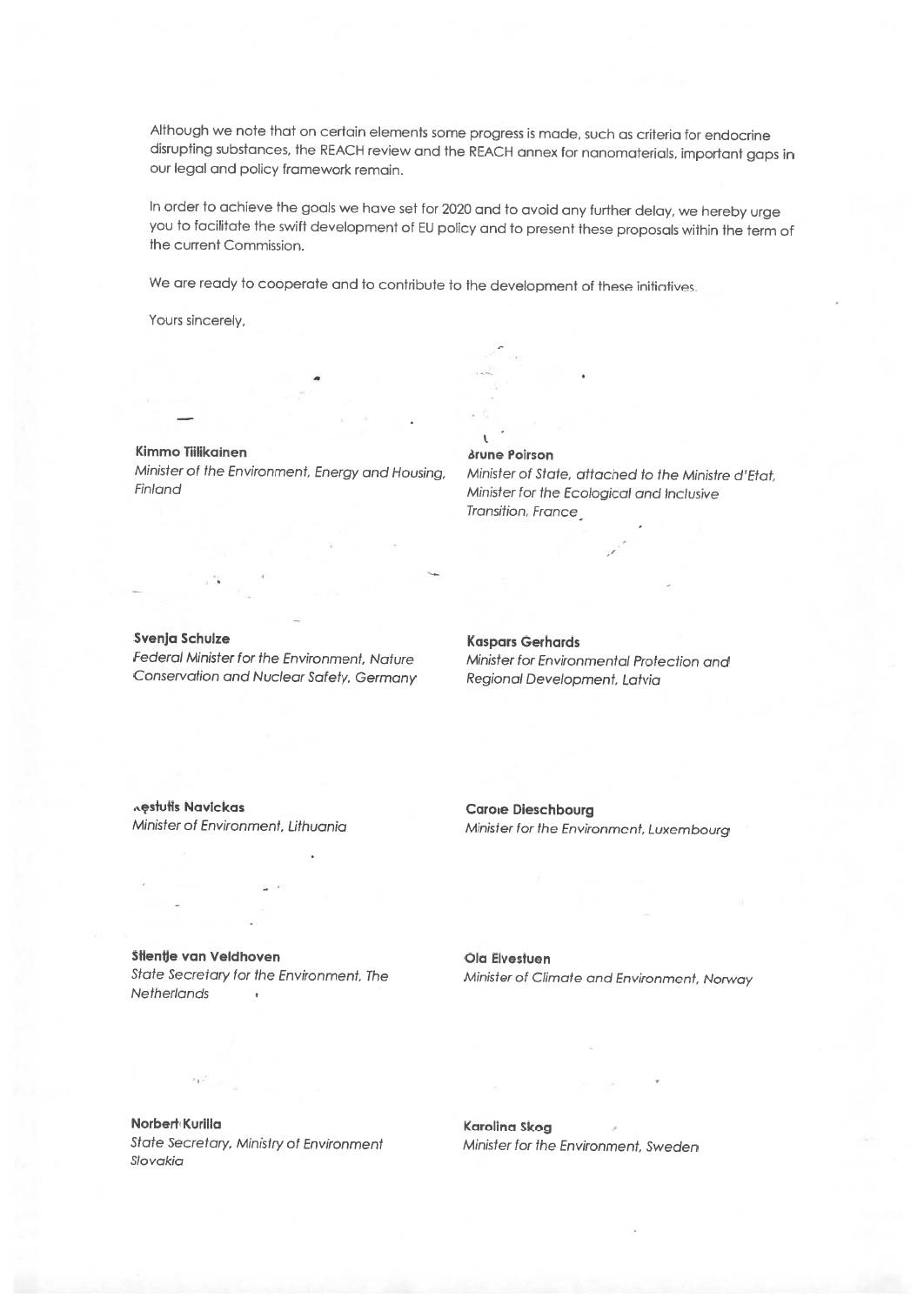Although we note that on certain elements some progress is made, such as criteria for endocrine disrupting substances, the REACH review and the REACH annex for nanomaterials, important gaps in our legal and policy framework remain.

In order to achieve the goals we have set for 2020 and to avoid any further delay, we hereby urge you to facilitate the swift development of EU policy and to present these proposals within the term of the current Commission.

We are ready to cooperate and to contribute to the development of these initiatives.

Yours sincerely,

**Kimmo Tiilikainen**
*Minister of the Environment, Energy and Housing, Finland*

**Brune Poirson**
*Minister of State, attached to the Ministre d'Etat, Minister for the Ecological and Inclusive Transition, France*

**Svenja Schulze**
*Federal Minister for the Environment, Nature Conservation and Nuclear Safety, Germany*

**Kaspars Gerhards**
*Minister for Environmental Protection and Regional Development, Latvia*

**Kęstutis Navickas**
*Minister of Environment, Lithuania*

**Carole Dieschbourg**
*Minister for the Environment, Luxembourg*

**Stientje van Veldhoven**
*State Secretary for the Environment, The Netherlands*

**Ola Elvestuen**
*Minister of Climate and Environment, Norway*

**Norbert Kurilla**
*State Secretary, Ministry of Environment Slovakia*

**Karolina Skog**
*Minister for the Environment, Sweden*